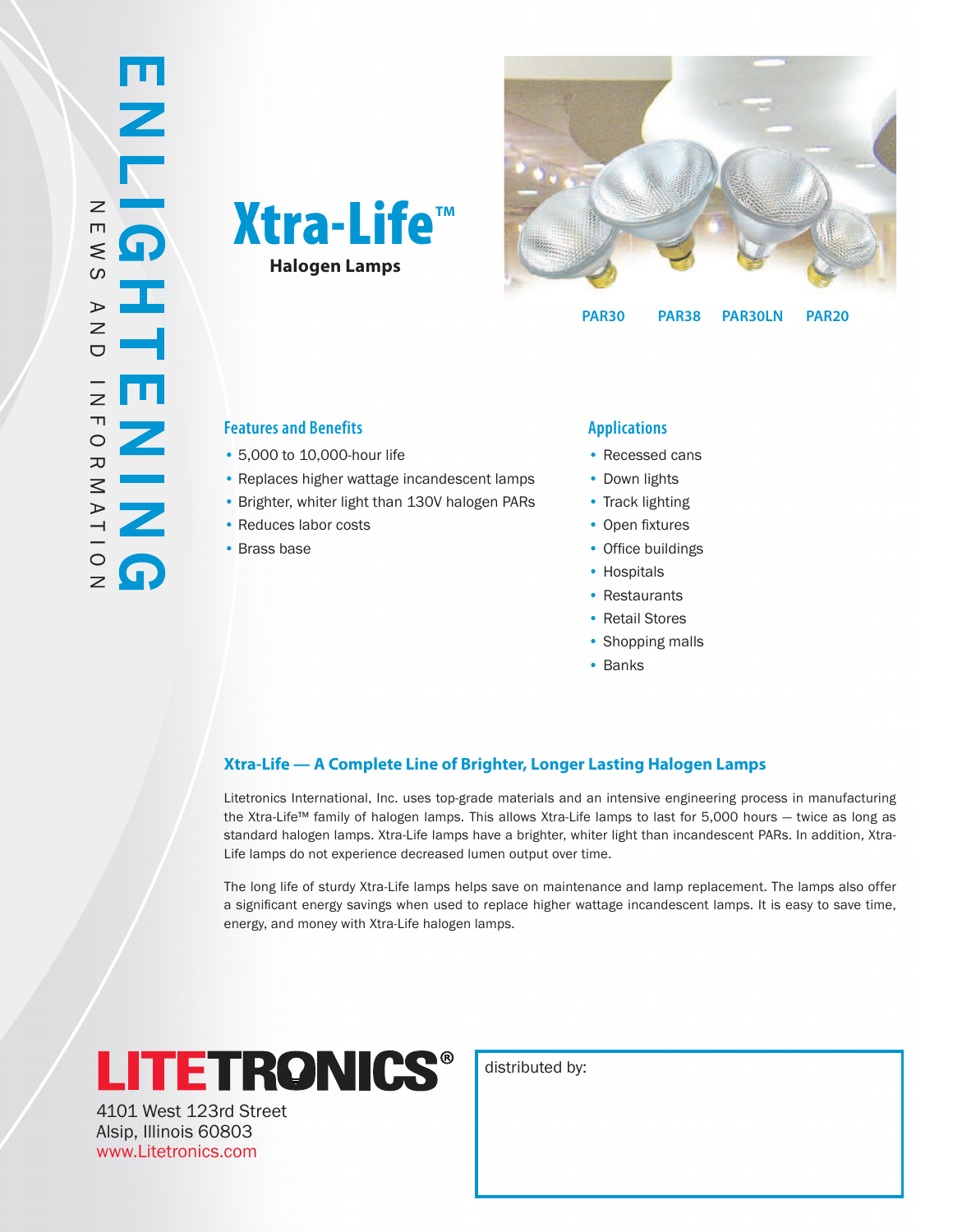# ENLIGHTENING

NEWS AND INFORMATION

# Xtra-Life™

**Halogen Lamps**

PAR30 PAR38 PAR30LN PAR20

## Features and Benefits

- 5,000 to 10,000-hour life
- Replaces higher wattage incandescent lamps
- Brighter, whiter light than 130V halogen PARs
- Reduces labor costs
- Brass base

## Applications

- Recessed cans
- Down lights
- Track lighting
- Open fixtures
- Office buildings
- Hospitals
- Restaurants
- Retail Stores
- Shopping malls
- Banks

## Xtra-Life — A Complete Line of Brighter, Longer Lasting Halogen Lamps

Litetronics International, Inc. uses top-grade materials and an intensive engineering process in manufacturing the Xtra-Life™ family of halogen lamps. This allows Xtra-Life lamps to last for 5,000 hours — twice as long as standard halogen lamps. Xtra-Life lamps have a brighter, whiter light than incandescent PARs. In addition, Xtra-Life lamps do not experience decreased lumen output over time.

The long life of sturdy Xtra-Life lamps helps save on maintenance and lamp replacement. The lamps also offer a significant energy savings when used to replace higher wattage incandescent lamps. It is easy to save time, energy, and money with Xtra-Life halogen lamps.

**LITETRONICS®**

4101 West 123rd Street
Alsip, Illinois 60803
www.Litetronics.com

distributed by: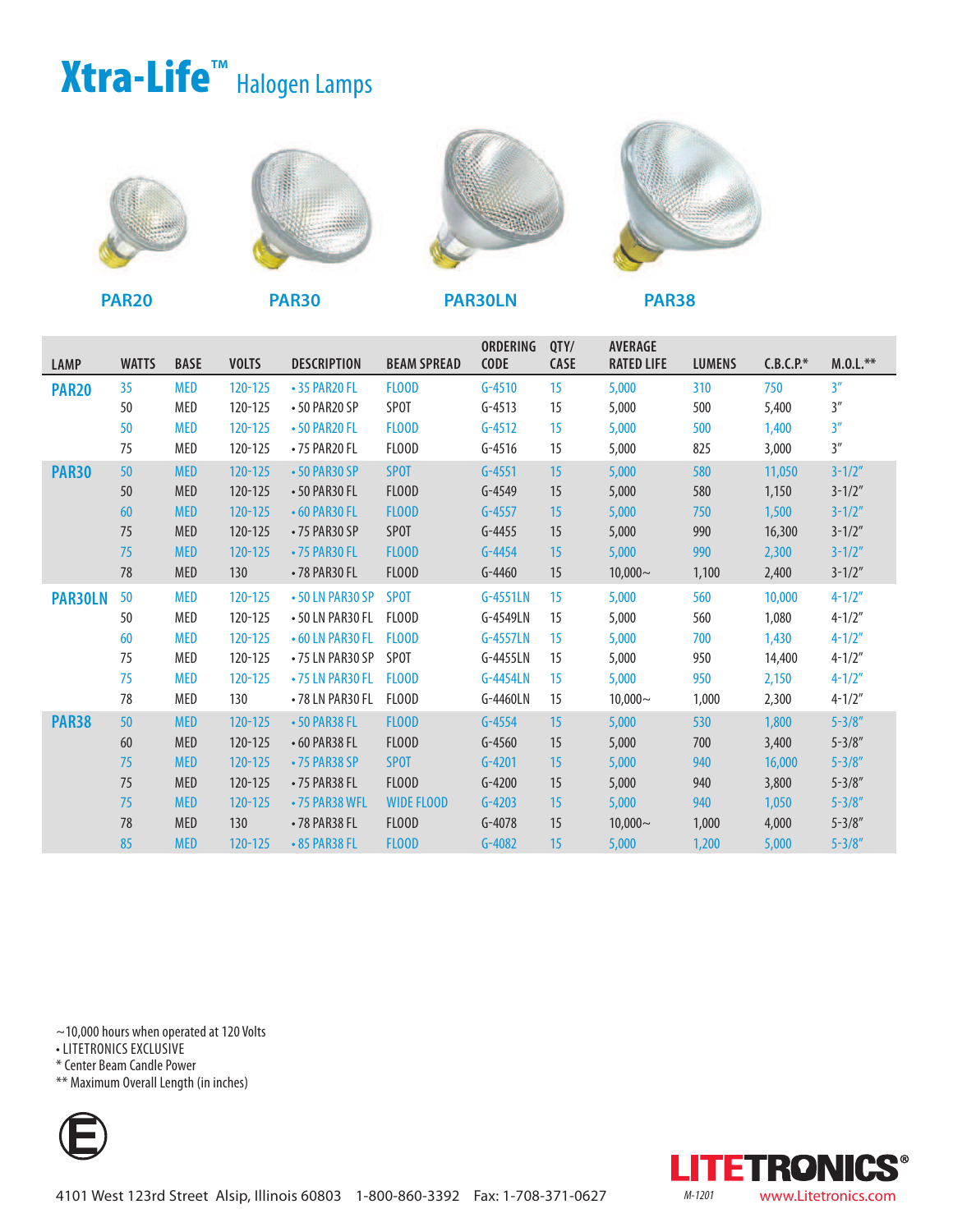# Xtra-Life™ Halogen Lamps

PAR20 PAR30 PAR30LN PAR38

| LAMP | WATTS | BASE | VOLTS | DESCRIPTION | BEAM SPREAD | ORDERING CODE | QTY/ CASE | AVERAGE RATED LIFE | LUMENS | C.B.C.P.* | M.O.L.** |
|---|---|---|---|---|---|---|---|---|---|---|---|
| PAR20 | 35 | MED | 120-125 | • 35 PAR20 FL | FLOOD | G-4510 | 15 | 5,000 | 310 | 750 | 3″ |
| | 50 | MED | 120-125 | • 50 PAR20 SP | SPOT | G-4513 | 15 | 5,000 | 500 | 5,400 | 3″ |
| | 50 | MED | 120-125 | • 50 PAR20 FL | FLOOD | G-4512 | 15 | 5,000 | 500 | 1,400 | 3″ |
| | 75 | MED | 120-125 | • 75 PAR20 FL | FLOOD | G-4516 | 15 | 5,000 | 825 | 3,000 | 3″ |
| PAR30 | 50 | MED | 120-125 | • 50 PAR30 SP | SPOT | G-4551 | 15 | 5,000 | 580 | 11,050 | 3-1/2″ |
| | 50 | MED | 120-125 | • 50 PAR30 FL | FLOOD | G-4549 | 15 | 5,000 | 580 | 1,150 | 3-1/2″ |
| | 60 | MED | 120-125 | • 60 PAR30 FL | FLOOD | G-4557 | 15 | 5,000 | 750 | 1,500 | 3-1/2″ |
| | 75 | MED | 120-125 | • 75 PAR30 SP | SPOT | G-4455 | 15 | 5,000 | 990 | 16,300 | 3-1/2″ |
| | 75 | MED | 120-125 | • 75 PAR30 FL | FLOOD | G-4454 | 15 | 5,000 | 990 | 2,300 | 3-1/2″ |
| | 78 | MED | 130 | • 78 PAR30 FL | FLOOD | G-4460 | 15 | 10,000~ | 1,100 | 2,400 | 3-1/2″ |
| PAR30LN | 50 | MED | 120-125 | • 50 LN PAR30 SP | SPOT | G-4551LN | 15 | 5,000 | 560 | 10,000 | 4-1/2″ |
| | 50 | MED | 120-125 | • 50 LN PAR30 FL | FLOOD | G-4549LN | 15 | 5,000 | 560 | 1,080 | 4-1/2″ |
| | 60 | MED | 120-125 | • 60 LN PAR30 FL | FLOOD | G-4557LN | 15 | 5,000 | 700 | 1,430 | 4-1/2″ |
| | 75 | MED | 120-125 | • 75 LN PAR30 SP | SPOT | G-4455LN | 15 | 5,000 | 950 | 14,400 | 4-1/2″ |
| | 75 | MED | 120-125 | • 75 LN PAR30 FL | FLOOD | G-4454LN | 15 | 5,000 | 950 | 2,150 | 4-1/2″ |
| | 78 | MED | 130 | • 78 LN PAR30 FL | FLOOD | G-4460LN | 15 | 10,000~ | 1,000 | 2,300 | 4-1/2″ |
| PAR38 | 50 | MED | 120-125 | • 50 PAR38 FL | FLOOD | G-4554 | 15 | 5,000 | 530 | 1,800 | 5-3/8″ |
| | 60 | MED | 120-125 | • 60 PAR38 FL | FLOOD | G-4560 | 15 | 5,000 | 700 | 3,400 | 5-3/8″ |
| | 75 | MED | 120-125 | • 75 PAR38 SP | SPOT | G-4201 | 15 | 5,000 | 940 | 16,000 | 5-3/8″ |
| | 75 | MED | 120-125 | • 75 PAR38 FL | FLOOD | G-4200 | 15 | 5,000 | 940 | 3,800 | 5-3/8″ |
| | 75 | MED | 120-125 | • 75 PAR38 WFL | WIDE FLOOD | G-4203 | 15 | 5,000 | 940 | 1,050 | 5-3/8″ |
| | 78 | MED | 130 | • 78 PAR38 FL | FLOOD | G-4078 | 15 | 10,000~ | 1,000 | 4,000 | 5-3/8″ |
| | 85 | MED | 120-125 | • 85 PAR38 FL | FLOOD | G-4082 | 15 | 5,000 | 1,200 | 5,000 | 5-3/8″ |

~10,000 hours when operated at 120 Volts
• LITETRONICS EXCLUSIVE
* Center Beam Candle Power
** Maximum Overall Length (in inches)

LITETRONICS®
M-1201

4101 West 123rd Street Alsip, Illinois 60803 1-800-860-3392 Fax: 1-708-371-0627 www.Litetronics.com